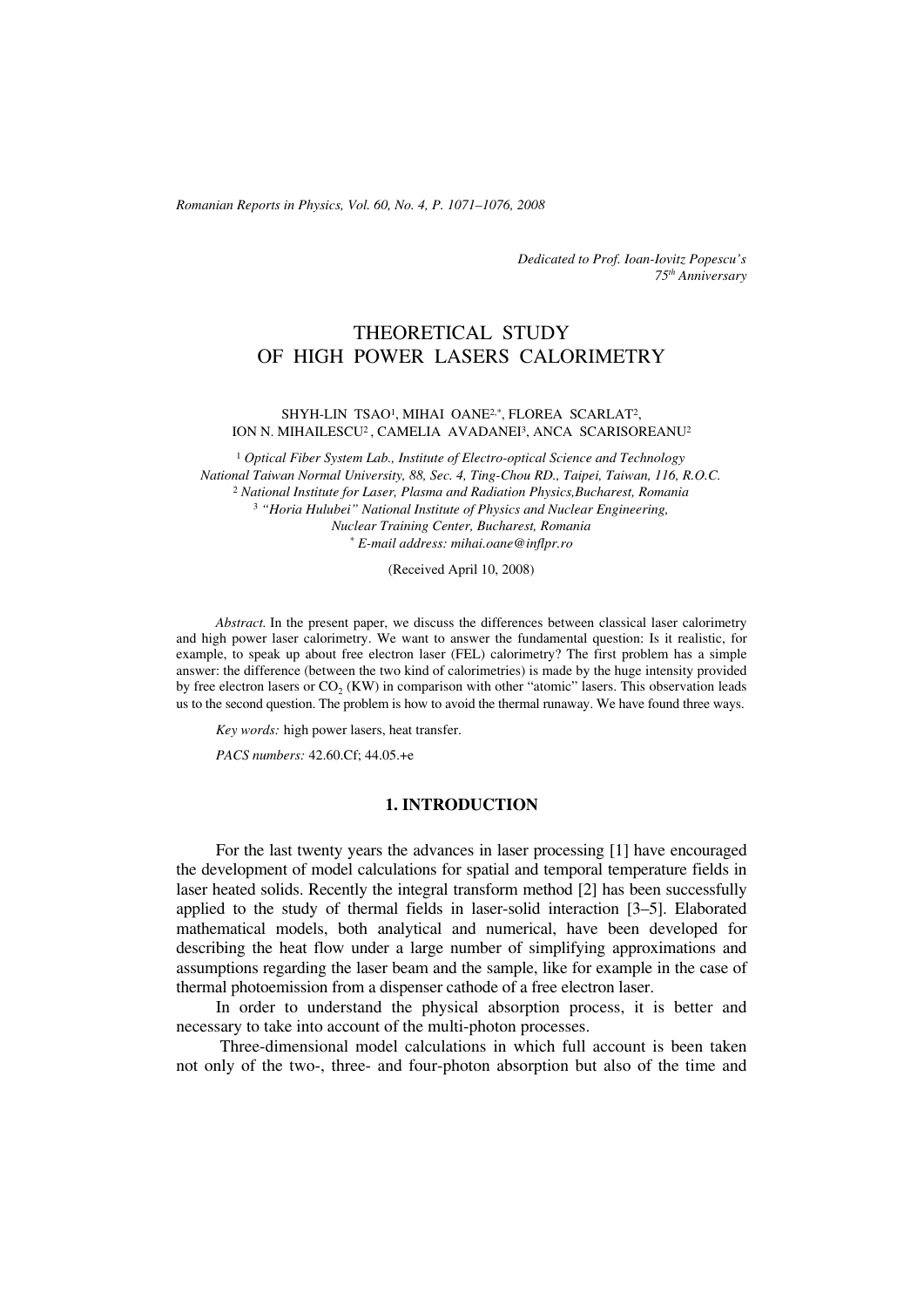*Dedicated to Prof. Ioan-Iovitz Popescu's 75th Anniversary*

# THEORETICAL STUDY OF HIGH POWER LASERS CALORIMETRY

SHYH-LIN TSAO[1], MIHAI OANE[2,*], FLOREA SCARLAT[2], ION N. MIHAILESCU[2], CAMELIA AVADANEI[3], ANCA SCARISOREANU[2]

[1] *Optical Fiber System Lab., Institute of Electro-optical Science and Technology National Taiwan Normal University, 88, Sec. 4, Ting-Chou RD., Taipei, Taiwan, 116, R.O.C.*
[2] *National Institute for Laser, Plasma and Radiation Physics, Bucharest, Romania*
[3] *"Horia Hulubei" National Institute of Physics and Nuclear Engineering, Nuclear Training Center, Bucharest, Romania*
[*] *E-mail address: mihai.oane@inflpr.ro*

(Received April 10, 2008)

*Abstract.* In the present paper, we discuss the differences between classical laser calorimetry and high power laser calorimetry. We want to answer the fundamental question: Is it realistic, for example, to speak up about free electron laser (FEL) calorimetry? The first problem has a simple answer: the difference (between the two kind of calorimetries) is made by the huge intensity provided by free electron lasers or $CO_2$ (KW) in comparison with other "atomic" lasers. This observation leads us to the second question. The problem is how to avoid the thermal runaway. We have found three ways.

*Key words:* high power lasers, heat transfer.

*PACS numbers:* 42.60.Cf; 44.05.+e

## 1. INTRODUCTION

For the last twenty years the advances in laser processing [1] have encouraged the development of model calculations for spatial and temporal temperature fields in laser heated solids. Recently the integral transform method [2] has been successfully applied to the study of thermal fields in laser-solid interaction [3–5]. Elaborated mathematical models, both analytical and numerical, have been developed for describing the heat flow under a large number of simplifying approximations and assumptions regarding the laser beam and the sample, like for example in the case of thermal photoemission from a dispenser cathode of a free electron laser.

In order to understand the physical absorption process, it is better and necessary to take into account of the multi-photon processes.

Three-dimensional model calculations in which full account is been taken not only of the two-, three- and four-photon absorption but also of the time and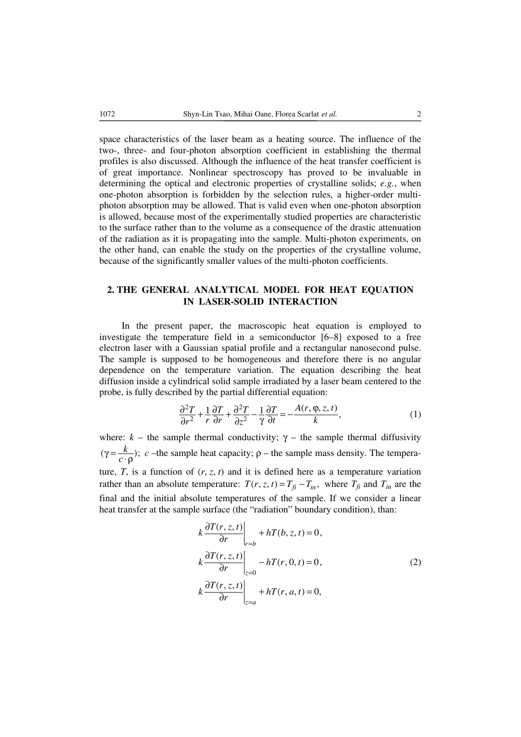space characteristics of the laser beam as a heating source. The influence of the two-, three- and four-photon absorption coefficient in establishing the thermal profiles is also discussed. Although the influence of the heat transfer coefficient is of great importance. Nonlinear spectroscopy has proved to be invaluable in determining the optical and electronic properties of crystalline solids; *e.g.*, when one-photon absorption is forbidden by the selection rules, a higher-order multi-photon absorption may be allowed. That is valid even when one-photon absorption is allowed, because most of the experimentally studied properties are characteristic to the surface rather than to the volume as a consequence of the drastic attenuation of the radiation as it is propagating into the sample. Multi-photon experiments, on the other hand, can enable the study on the properties of the crystalline volume, because of the significantly smaller values of the multi-photon coefficients.

## 2. THE GENERAL ANALYTICAL MODEL FOR HEAT EQUATION IN LASER-SOLID INTERACTION

In the present paper, the macroscopic heat equation is employed to investigate the temperature field in a semiconductor [6–8] exposed to a free electron laser with a Gaussian spatial profile and a rectangular nanosecond pulse. The sample is supposed to be homogeneous and therefore there is no angular dependence on the temperature variation. The equation describing the heat diffusion inside a cylindrical solid sample irradiated by a laser beam centered to the probe, is fully described by the partial differential equation:

$$\frac{\partial^2 T}{\partial r^2}+\frac{1}{r}\frac{\partial T}{\partial r}+\frac{\partial^2 T}{\partial z^2}-\frac{1}{\gamma}\frac{\partial T}{\partial t}=-\frac{A(r,\varphi,z,t)}{k}, \tag{1}$$

where: $k$ – the sample thermal conductivity; $\gamma$ – the sample thermal diffusivity ($\gamma=\frac{k}{c\cdot\rho}$); $c$ –the sample heat capacity; $\rho$ – the sample mass density. The temperature, $T$, is a function of $(r, z, t)$ and it is defined here as a temperature variation rather than an absolute temperature: $T(r,z,t)=T_{fi}-T_{in}$, where $T_{fi}$ and $T_{in}$ are the final and the initial absolute temperatures of the sample. If we consider a linear heat transfer at the sample surface (the "radiation" boundary condition), than:

$$\begin{aligned}
&k\left.\frac{\partial T(r,z,t)}{\partial r}\right|_{r=b}+hT(b,z,t)=0,\\
&k\left.\frac{\partial T(r,z,t)}{\partial r}\right|_{z=0}-hT(r,0,t)=0,\\
&k\left.\frac{\partial T(r,z,t)}{\partial r}\right|_{z=a}+hT(r,a,t)=0,
\end{aligned} \tag{2}$$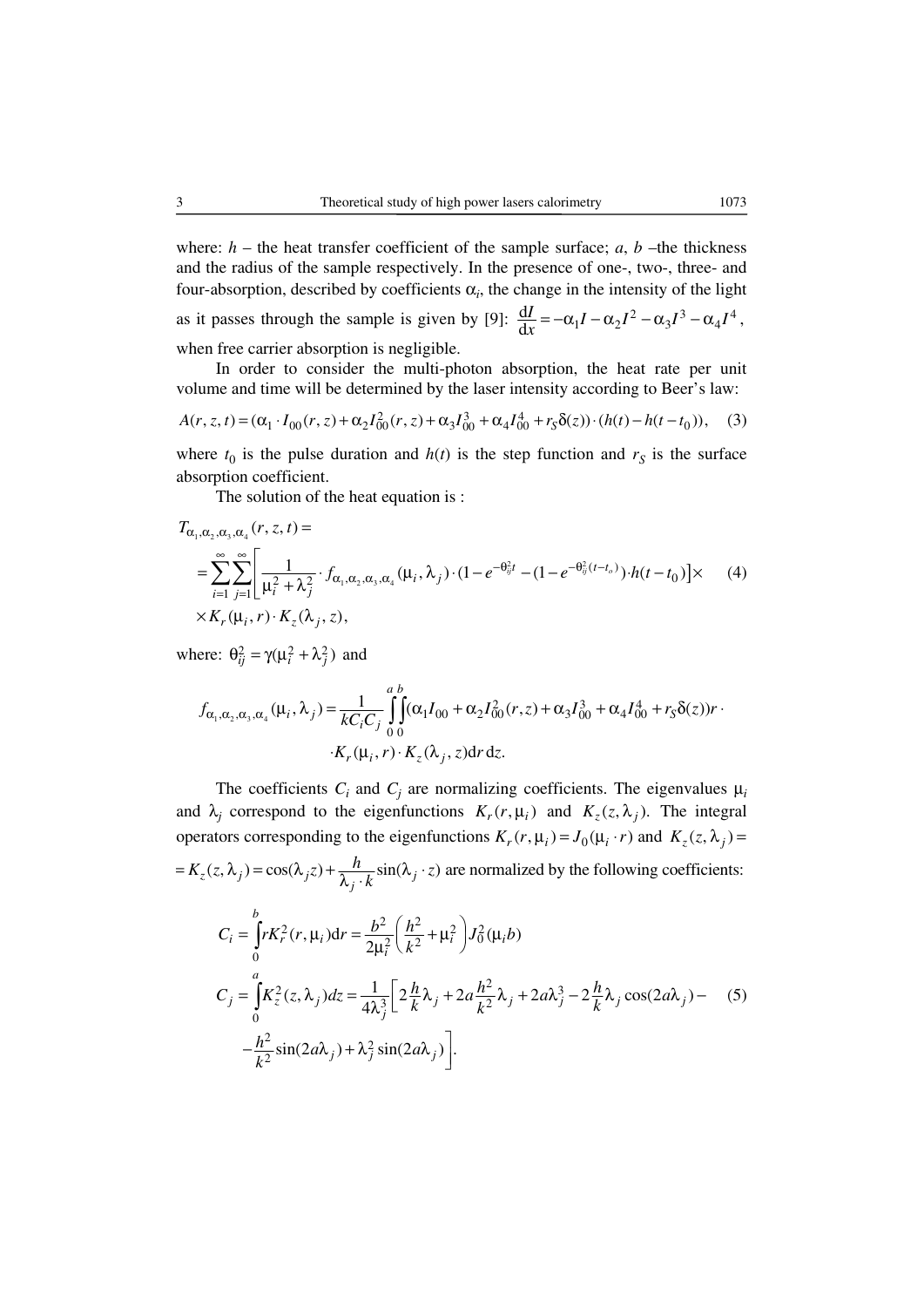where: $h$ – the heat transfer coefficient of the sample surface; $a$, $b$ –the thickness and the radius of the sample respectively. In the presence of one-, two-, three- and four-absorption, described by coefficients $\alpha_i$, the change in the intensity of the light as it passes through the sample is given by [9]: $\frac{\mathrm{d}I}{\mathrm{d}x} = -\alpha_1 I - \alpha_2 I^2 - \alpha_3 I^3 - \alpha_4 I^4$, when free carrier absorption is negligible.

In order to consider the multi-photon absorption, the heat rate per unit volume and time will be determined by the laser intensity according to Beer's law:

$$A(r,z,t) = (\alpha_1 \cdot I_{00}(r,z) + \alpha_2 I_{00}^2(r,z) + \alpha_3 I_{00}^3 + \alpha_4 I_{00}^4 + r_S \delta(z)) \cdot (h(t) - h(t - t_0)), \quad (3)$$

where $t_0$ is the pulse duration and $h(t)$ is the step function and $r_S$ is the surface absorption coefficient.

The solution of the heat equation is :

$$T_{\alpha_1,\alpha_2,\alpha_3,\alpha_4}(r,z,t) = \\ = \sum_{i=1}^{\infty}\sum_{j=1}^{\infty}\left[\frac{1}{\mu_i^2 + \lambda_j^2} \cdot f_{\alpha_1,\alpha_2,\alpha_3,\alpha_4}(\mu_i,\lambda_j) \cdot (1 - e^{-\theta_{ij}^2 t} - (1 - e^{-\theta_{ij}^2 (t - t_o)}) \cdot h(t - t_0))\right] \times \\ \times K_r(\mu_i, r) \cdot K_z(\lambda_j, z), \quad (4)$$

where: $\theta_{ij}^2 = \gamma(\mu_i^2 + \lambda_j^2)$ and

$$f_{\alpha_1,\alpha_2,\alpha_3,\alpha_4}(\mu_i,\lambda_j) = \frac{1}{kC_iC_j}\int_0^a\int_0^b (\alpha_1 I_{00} + \alpha_2 I_{00}^2(r,z) + \alpha_3 I_{00}^3 + \alpha_4 I_{00}^4 + r_S\delta(z)) r \cdot \\ \cdot K_r(\mu_i, r) \cdot K_z(\lambda_j, z)\mathrm{d}r\,\mathrm{d}z.$$

The coefficients $C_i$ and $C_j$ are normalizing coefficients. The eigenvalues $\mu_i$ and $\lambda_j$ correspond to the eigenfunctions $K_r(r,\mu_i)$ and $K_z(z,\lambda_j)$. The integral operators corresponding to the eigenfunctions $K_r(r,\mu_i) = J_0(\mu_i \cdot r)$ and $K_z(z,\lambda_j) = K_z(z,\lambda_j) = \cos(\lambda_j z) + \frac{h}{\lambda_j \cdot k}\sin(\lambda_j \cdot z)$ are normalized by the following coefficients:

$$C_i = \int_0^b r K_r^2(r,\mu_i)\mathrm{d}r = \frac{b^2}{2\mu_i^2}\left(\frac{h^2}{k^2} + \mu_i^2\right) J_0^2(\mu_i b)$$

$$C_j = \int_0^a K_z^2(z,\lambda_j)dz = \frac{1}{4\lambda_j^3}\left[2\frac{h}{k}\lambda_j + 2a\frac{h^2}{k^2}\lambda_j + 2a\lambda_j^3 - 2\frac{h}{k}\lambda_j\cos(2a\lambda_j) - \right. \\ \left. - \frac{h^2}{k^2}\sin(2a\lambda_j) + \lambda_j^2\sin(2a\lambda_j)\right]. \quad (5)$$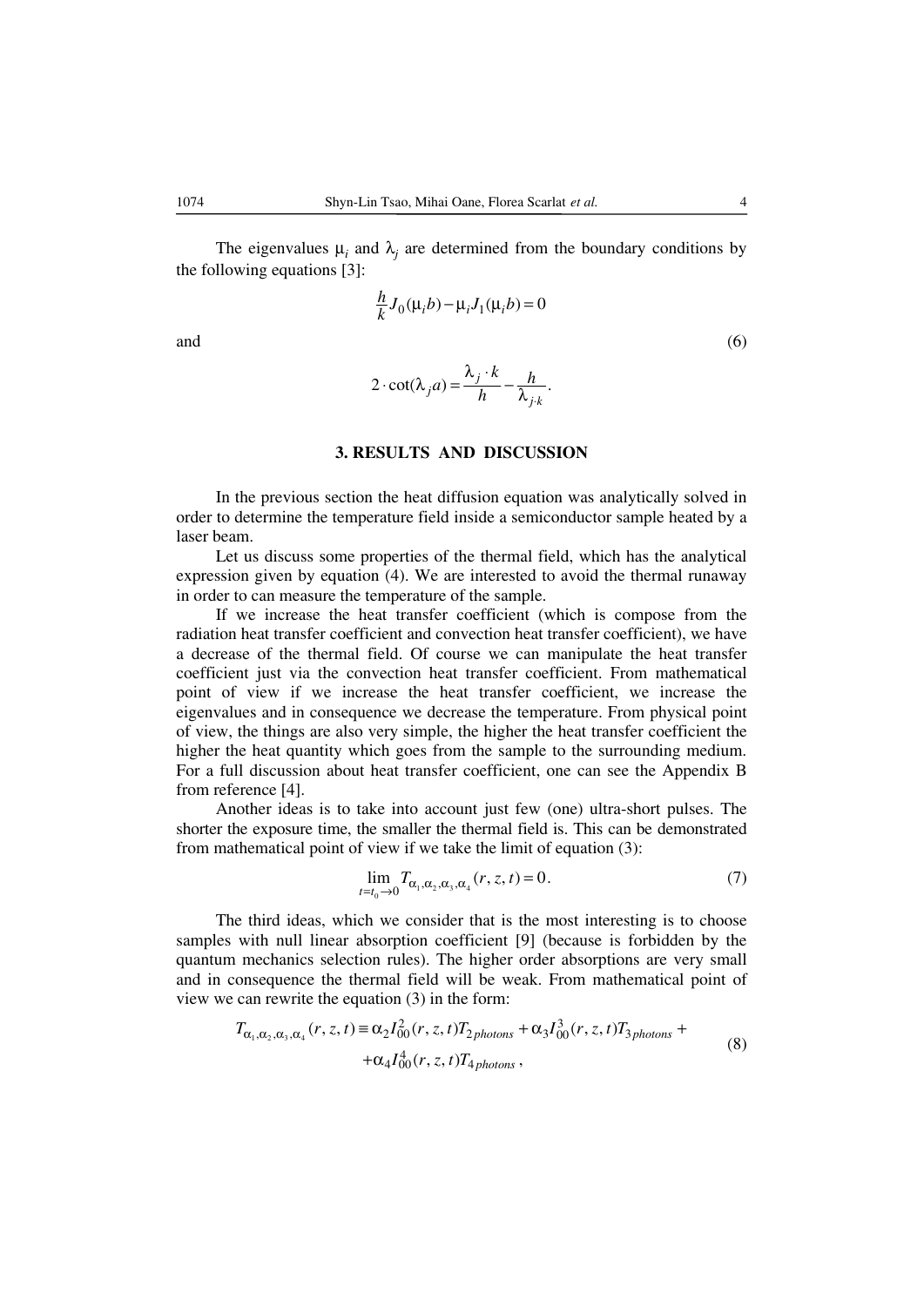The eigenvalues $\mu_i$ and $\lambda_j$ are determined from the boundary conditions by the following equations [3]:

$$\frac{h}{k} J_0(\mu_i b) - \mu_i J_1(\mu_i b) = 0$$

and (6)

$$2 \cdot \cot(\lambda_j a) = \frac{\lambda_j \cdot k}{h} - \frac{h}{\lambda_{j \cdot k}}.$$

### 3. RESULTS AND DISCUSSION

In the previous section the heat diffusion equation was analytically solved in order to determine the temperature field inside a semiconductor sample heated by a laser beam.

Let us discuss some properties of the thermal field, which has the analytical expression given by equation (4). We are interested to avoid the thermal runaway in order to can measure the temperature of the sample.

If we increase the heat transfer coefficient (which is compose from the radiation heat transfer coefficient and convection heat transfer coefficient), we have a decrease of the thermal field. Of course we can manipulate the heat transfer coefficient just via the convection heat transfer coefficient. From mathematical point of view if we increase the heat transfer coefficient, we increase the eigenvalues and in consequence we decrease the temperature. From physical point of view, the things are also very simple, the higher the heat transfer coefficient the higher the heat quantity which goes from the sample to the surrounding medium. For a full discussion about heat transfer coefficient, one can see the Appendix B from reference [4].

Another ideas is to take into account just few (one) ultra-short pulses. The shorter the exposure time, the smaller the thermal field is. This can be demonstrated from mathematical point of view if we take the limit of equation (3):

$$\lim_{t=t_0 \to 0} T_{\alpha_1,\alpha_2,\alpha_3,\alpha_4}(r,z,t) = 0. \tag{7}$$

The third ideas, which we consider that is the most interesting is to choose samples with null linear absorption coefficient [9] (because is forbidden by the quantum mechanics selection rules). The higher order absorptions are very small and in consequence the thermal field will be weak. From mathematical point of view we can rewrite the equation (3) in the form:

$$T_{\alpha_1,\alpha_2,\alpha_3,\alpha_4}(r,z,t) \equiv \alpha_2 I_{00}^2(r,z,t) T_{2\,photons} + \alpha_3 I_{00}^3(r,z,t) T_{3\,photons} + \\ + \alpha_4 I_{00}^4(r,z,t) T_{4\,photons}, \tag{8}$$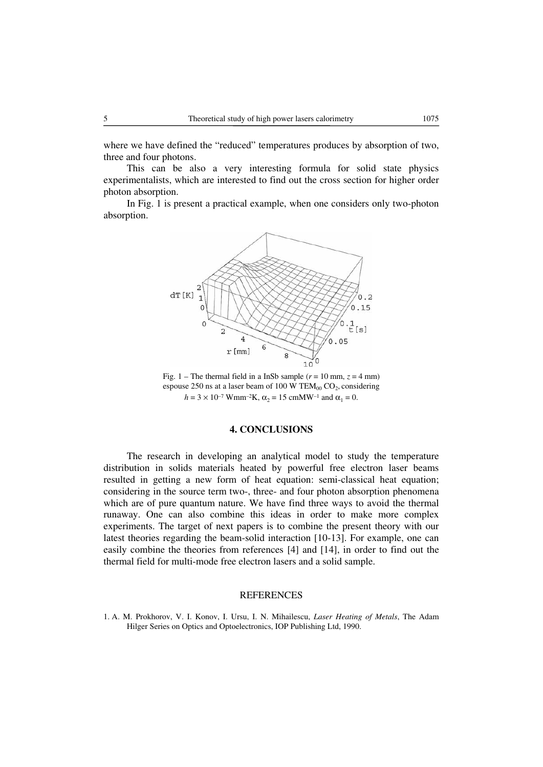where we have defined the "reduced" temperatures produces by absorption of two, three and four photons.

This can be also a very interesting formula for solid state physics experimentalists, which are interested to find out the cross section for higher order photon absorption.

In Fig. 1 is present a practical example, when one considers only two-photon absorption.

Fig. 1 – The thermal field in a InSb sample ($r = 10$ mm, $z = 4$ mm) espouse 250 ns at a laser beam of 100 W $TEM_{00}$ $CO_2$, considering $h = 3 \times 10^{-7}$ Wmm$^{-2}$K, $\alpha_2 = 15$ cmMW$^{-1}$ and $\alpha_1 = 0$.

## 4. CONCLUSIONS

The research in developing an analytical model to study the temperature distribution in solids materials heated by powerful free electron laser beams resulted in getting a new form of heat equation: semi-classical heat equation; considering in the source term two-, three- and four photon absorption phenomena which are of pure quantum nature. We have find three ways to avoid the thermal runaway. One can also combine this ideas in order to make more complex experiments. The target of next papers is to combine the present theory with our latest theories regarding the beam-solid interaction [10-13]. For example, one can easily combine the theories from references [4] and [14], in order to find out the thermal field for multi-mode free electron lasers and a solid sample.

## REFERENCES

1. A. M. Prokhorov, V. I. Konov, I. Ursu, I. N. Mihailescu, *Laser Heating of Metals*, The Adam Hilger Series on Optics and Optoelectronics, IOP Publishing Ltd, 1990.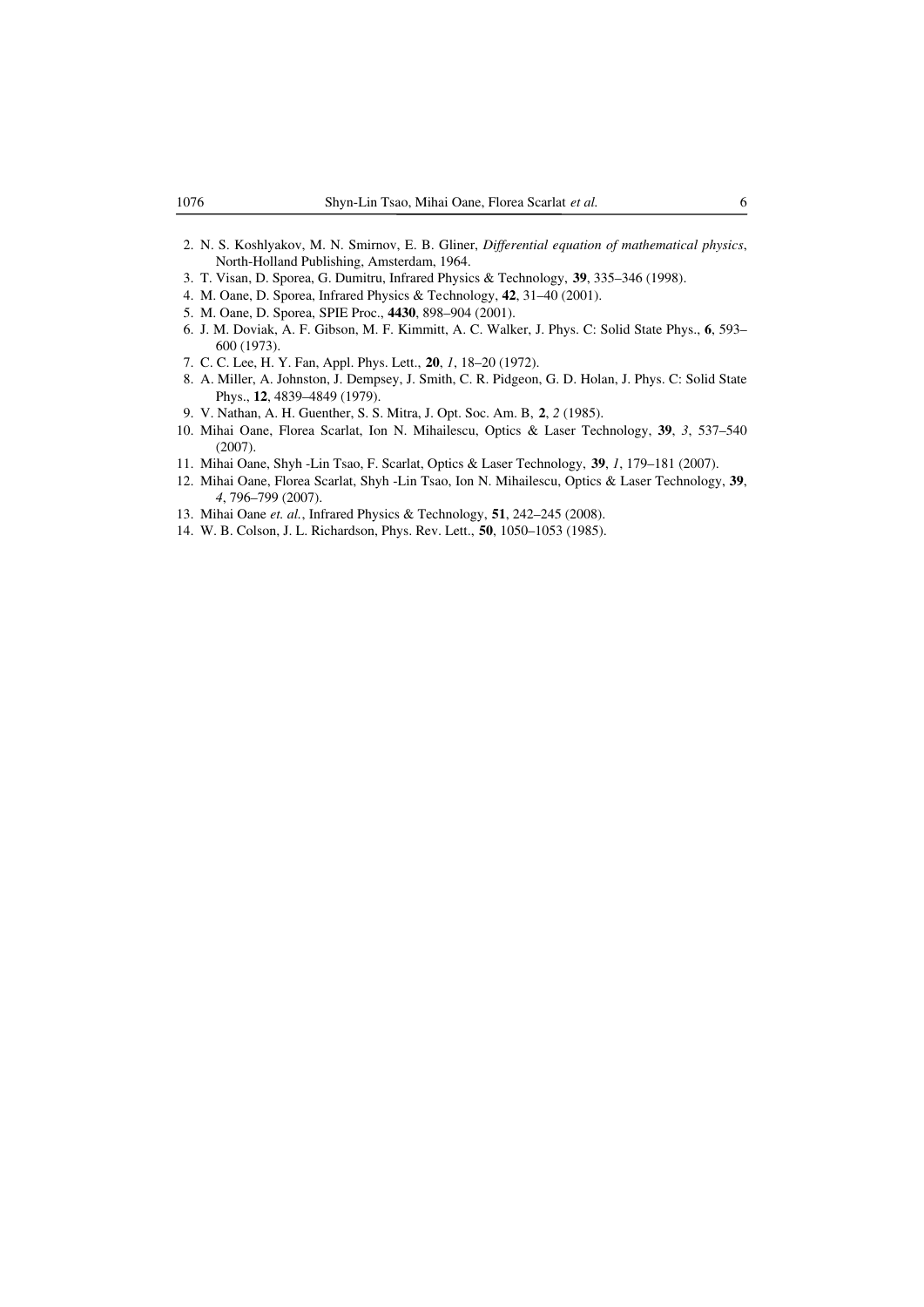2. N. S. Koshlyakov, M. N. Smirnov, E. B. Gliner, *Differential equation of mathematical physics*, North-Holland Publishing, Amsterdam, 1964.
3. T. Visan, D. Sporea, G. Dumitru, Infrared Physics & Technology, **39**, 335–346 (1998).
4. M. Oane, D. Sporea, Infrared Physics & Technology, **42**, 31–40 (2001).
5. M. Oane, D. Sporea, SPIE Proc., **4430**, 898–904 (2001).
6. J. M. Doviak, A. F. Gibson, M. F. Kimmitt, A. C. Walker, J. Phys. C: Solid State Phys., **6**, 593–600 (1973).
7. C. C. Lee, H. Y. Fan, Appl. Phys. Lett., **20**, *1*, 18–20 (1972).
8. A. Miller, A. Johnston, J. Dempsey, J. Smith, C. R. Pidgeon, G. D. Holan, J. Phys. C: Solid State Phys., **12**, 4839–4849 (1979).
9. V. Nathan, A. H. Guenther, S. S. Mitra, J. Opt. Soc. Am. B, **2**, *2* (1985).
10. Mihai Oane, Florea Scarlat, Ion N. Mihailescu, Optics & Laser Technology, **39**, *3*, 537–540 (2007).
11. Mihai Oane, Shyh -Lin Tsao, F. Scarlat, Optics & Laser Technology, **39**, *1*, 179–181 (2007).
12. Mihai Oane, Florea Scarlat, Shyh -Lin Tsao, Ion N. Mihailescu, Optics & Laser Technology, **39**, *4*, 796–799 (2007).
13. Mihai Oane *et. al.*, Infrared Physics & Technology, **51**, 242–245 (2008).
14. W. B. Colson, J. L. Richardson, Phys. Rev. Lett., **50**, 1050–1053 (1985).